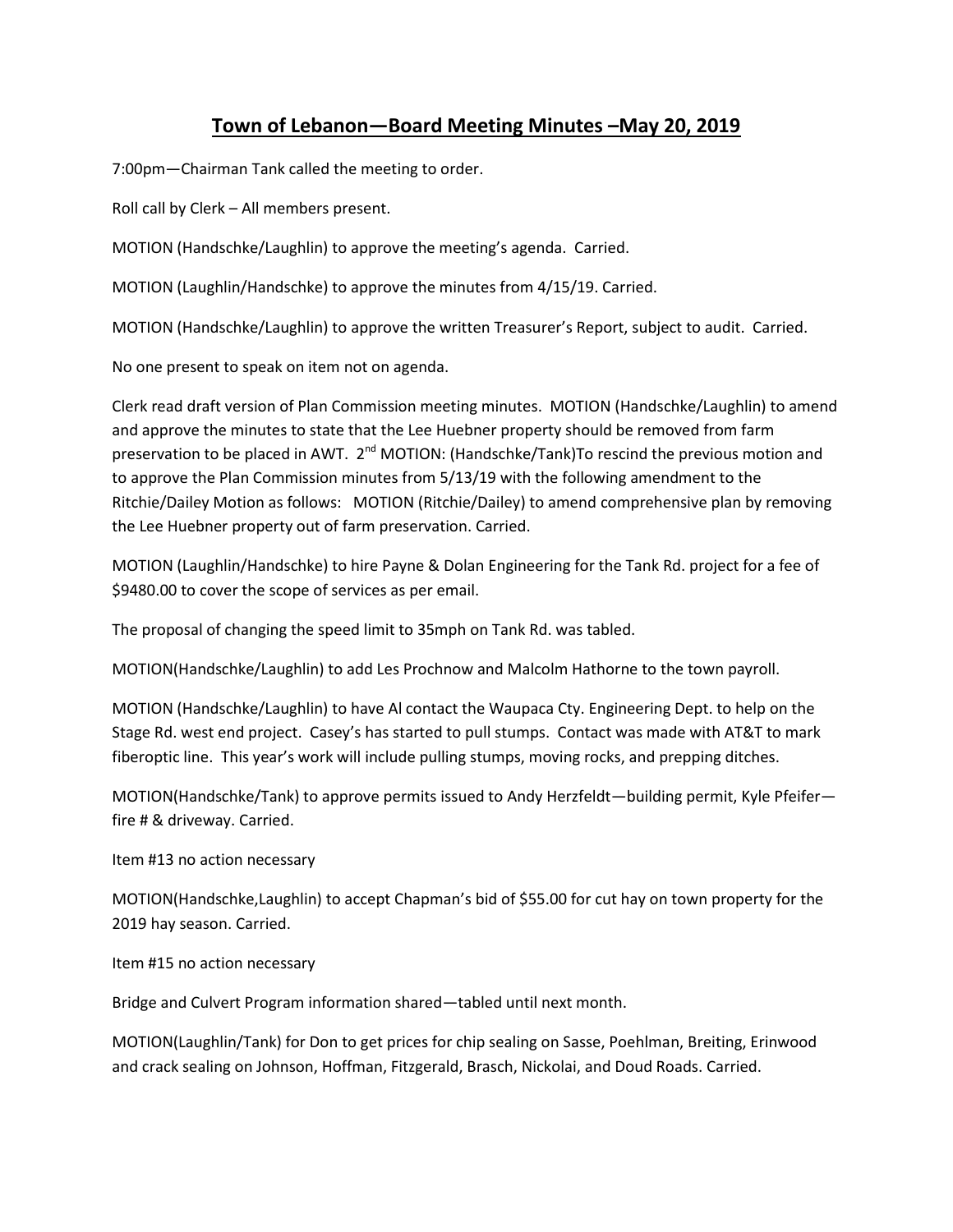# Town of Lebanon—Board Meeting Minutes –May 20, 2019

7:00pm—Chairman Tank called the meeting to order.

Roll call by Clerk – All members present.

MOTION (Handschke/Laughlin) to approve the meeting's agenda. Carried.

MOTION (Laughlin/Handschke) to approve the minutes from 4/15/19. Carried.

MOTION (Handschke/Laughlin) to approve the written Treasurer's Report, subject to audit. Carried.

No one present to speak on item not on agenda.

Clerk read draft version of Plan Commission meeting minutes. MOTION (Handschke/Laughlin) to amend and approve the minutes to state that the Lee Huebner property should be removed from farm preservation to be placed in AWT. 2nd MOTION: (Handschke/Tank)To rescind the previous motion and to approve the Plan Commission minutes from 5/13/19 with the following amendment to the Ritchie/Dailey Motion as follows: MOTION (Ritchie/Dailey) to amend comprehensive plan by removing the Lee Huebner property out of farm preservation. Carried.

MOTION (Laughlin/Handschke) to hire Payne & Dolan Engineering for the Tank Rd. project for a fee of $9480.00 to cover the scope of services as per email.

The proposal of changing the speed limit to 35mph on Tank Rd. was tabled.

MOTION(Handschke/Laughlin) to add Les Prochnow and Malcolm Hathorne to the town payroll.

MOTION (Handschke/Laughlin) to have Al contact the Waupaca Cty. Engineering Dept. to help on the Stage Rd. west end project. Casey's has started to pull stumps. Contact was made with AT&T to mark fiberoptic line. This year's work will include pulling stumps, moving rocks, and prepping ditches.

MOTION(Handschke/Tank) to approve permits issued to Andy Herzfeldt—building permit, Kyle Pfeifer—fire # & driveway. Carried.

Item #13 no action necessary

MOTION(Handschke,Laughlin) to accept Chapman's bid of $55.00 for cut hay on town property for the 2019 hay season. Carried.

Item #15 no action necessary

Bridge and Culvert Program information shared—tabled until next month.

MOTION(Laughlin/Tank) for Don to get prices for chip sealing on Sasse, Poehlman, Breiting, Erinwood and crack sealing on Johnson, Hoffman, Fitzgerald, Brasch, Nickolai, and Doud Roads. Carried.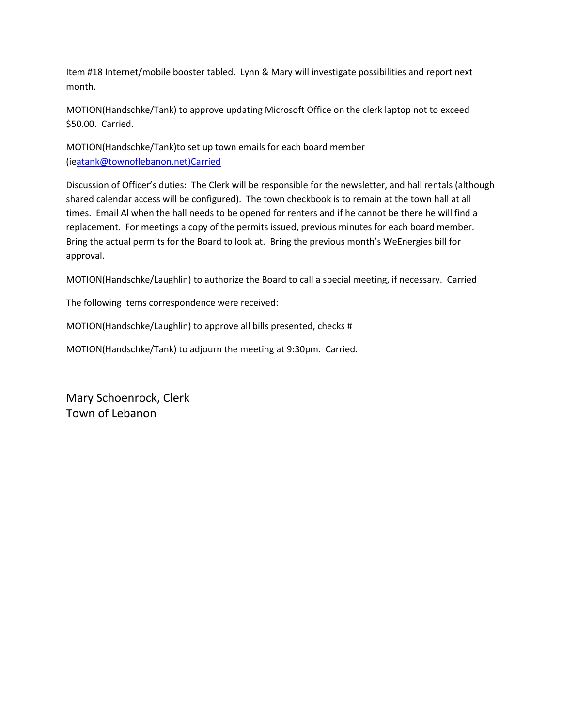Item #18 Internet/mobile booster tabled. Lynn & Mary will investigate possibilities and report next month.

MOTION(Handschke/Tank) to approve updating Microsoft Office on the clerk laptop not to exceed $50.00. Carried.

MOTION(Handschke/Tank)to set up town emails for each board member (ieatank@townoflebanon.net)Carried

Discussion of Officer's duties: The Clerk will be responsible for the newsletter, and hall rentals (although shared calendar access will be configured). The town checkbook is to remain at the town hall at all times. Email Al when the hall needs to be opened for renters and if he cannot be there he will find a replacement. For meetings a copy of the permits issued, previous minutes for each board member. Bring the actual permits for the Board to look at. Bring the previous month's WeEnergies bill for approval.

MOTION(Handschke/Laughlin) to authorize the Board to call a special meeting, if necessary. Carried

The following items correspondence were received:

MOTION(Handschke/Laughlin) to approve all bills presented, checks #

MOTION(Handschke/Tank) to adjourn the meeting at 9:30pm. Carried.

Mary Schoenrock, Clerk
Town of Lebanon